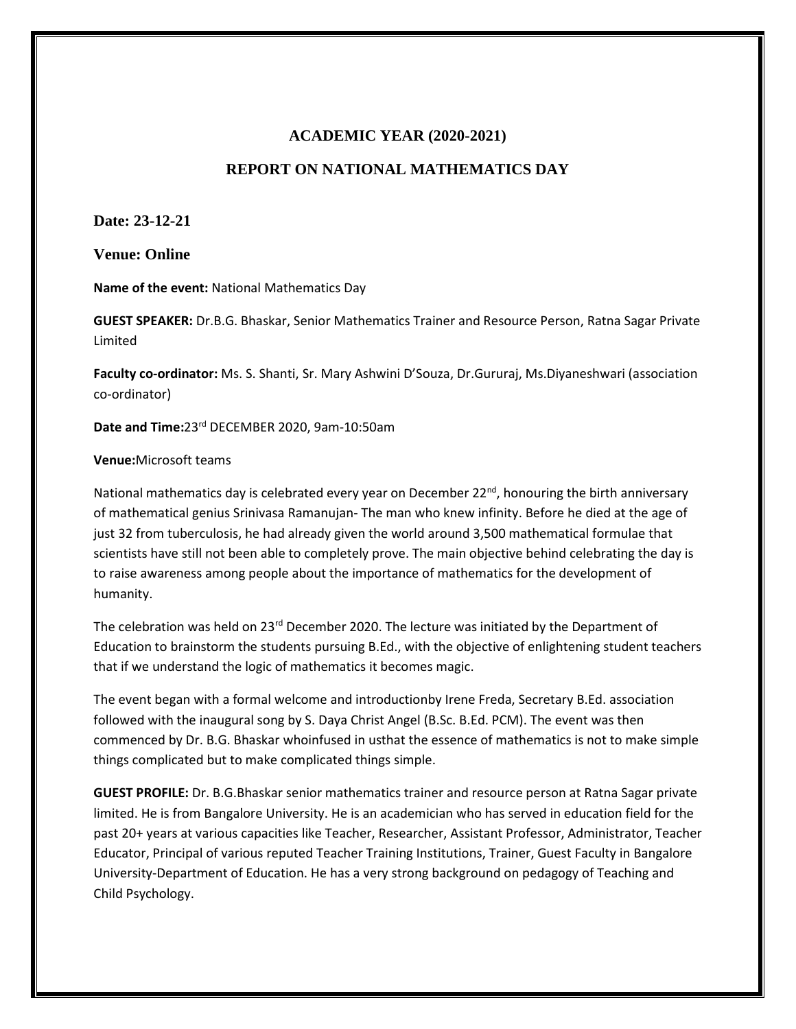## ACADEMIC YEAR (2020-2021)

## REPORT ON NATIONAL MATHEMATICS DAY

**Date: 23-12-21**

**Venue: Online**

**Name of the event:** National Mathematics Day

**GUEST SPEAKER:** Dr.B.G. Bhaskar, Senior Mathematics Trainer and Resource Person, Ratna Sagar Private Limited

**Faculty co-ordinator:** Ms. S. Shanti, Sr. Mary Ashwini D'Souza, Dr.Gururaj, Ms.Diyaneshwari (association co-ordinator)

**Date and Time:**23rd DECEMBER 2020, 9am-10:50am

**Venue:**Microsoft teams

National mathematics day is celebrated every year on December 22nd, honouring the birth anniversary of mathematical genius Srinivasa Ramanujan- The man who knew infinity. Before he died at the age of just 32 from tuberculosis, he had already given the world around 3,500 mathematical formulae that scientists have still not been able to completely prove. The main objective behind celebrating the day is to raise awareness among people about the importance of mathematics for the development of humanity.

The celebration was held on 23rd December 2020. The lecture was initiated by the Department of Education to brainstorm the students pursuing B.Ed., with the objective of enlightening student teachers that if we understand the logic of mathematics it becomes magic.

The event began with a formal welcome and introductionby Irene Freda, Secretary B.Ed. association followed with the inaugural song by S. Daya Christ Angel (B.Sc. B.Ed. PCM). The event was then commenced by Dr. B.G. Bhaskar whoinfused in usthat the essence of mathematics is not to make simple things complicated but to make complicated things simple.

**GUEST PROFILE:** Dr. B.G.Bhaskar senior mathematics trainer and resource person at Ratna Sagar private limited. He is from Bangalore University. He is an academician who has served in education field for the past 20+ years at various capacities like Teacher, Researcher, Assistant Professor, Administrator, Teacher Educator, Principal of various reputed Teacher Training Institutions, Trainer, Guest Faculty in Bangalore University-Department of Education. He has a very strong background on pedagogy of Teaching and Child Psychology.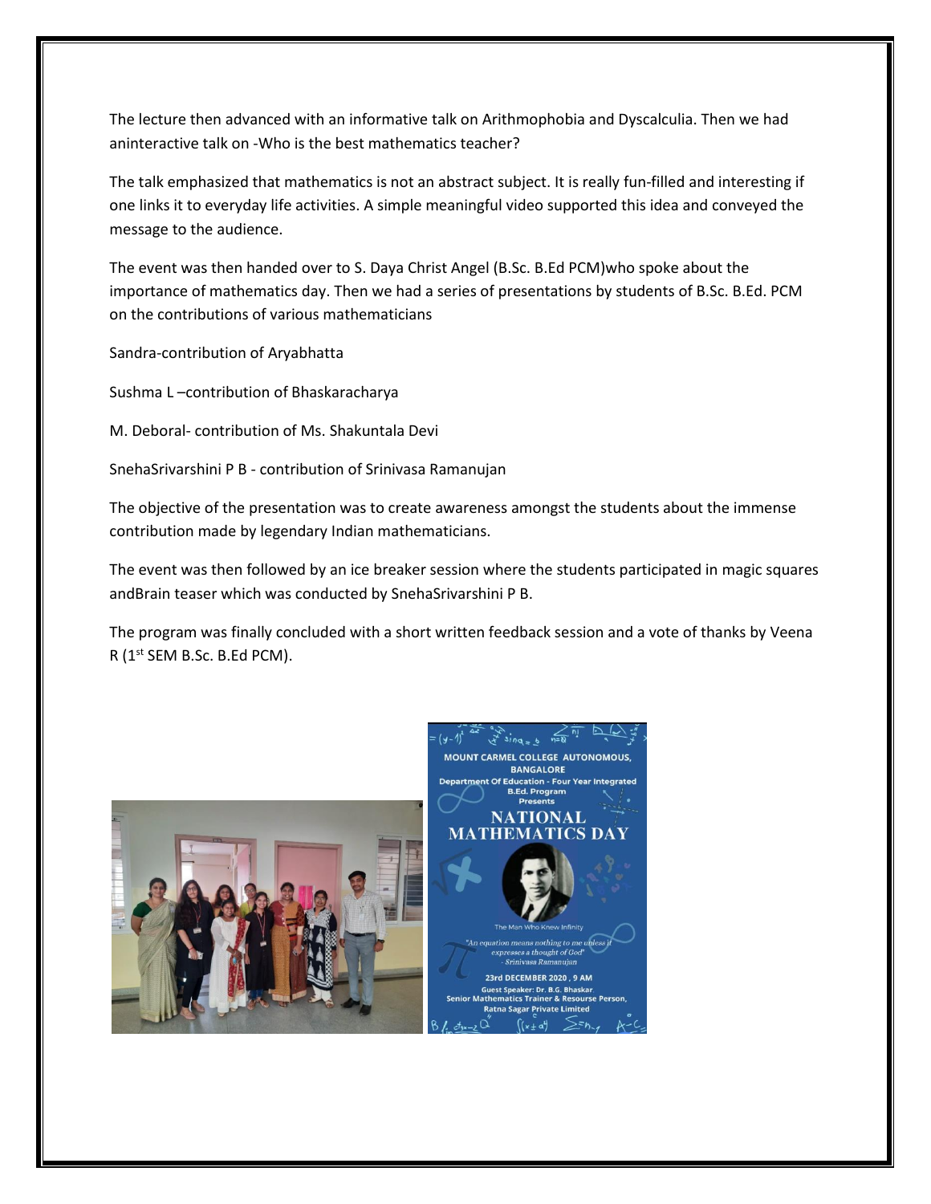The lecture then advanced with an informative talk on Arithmophobia and Dyscalculia. Then we had aninteractive talk on -Who is the best mathematics teacher?

The talk emphasized that mathematics is not an abstract subject. It is really fun-filled and interesting if one links it to everyday life activities. A simple meaningful video supported this idea and conveyed the message to the audience.

The event was then handed over to S. Daya Christ Angel (B.Sc. B.Ed PCM)who spoke about the importance of mathematics day. Then we had a series of presentations by students of B.Sc. B.Ed. PCM on the contributions of various mathematicians

Sandra-contribution of Aryabhatta

Sushma L –contribution of Bhaskaracharya

M. Deboral- contribution of Ms. Shakuntala Devi

SnehaSrivarshini P B - contribution of Srinivasa Ramanujan

The objective of the presentation was to create awareness amongst the students about the immense contribution made by legendary Indian mathematicians.

The event was then followed by an ice breaker session where the students participated in magic squares andBrain teaser which was conducted by SnehaSrivarshini P B.

The program was finally concluded with a short written feedback session and a vote of thanks by Veena R (1st SEM B.Sc. B.Ed PCM).